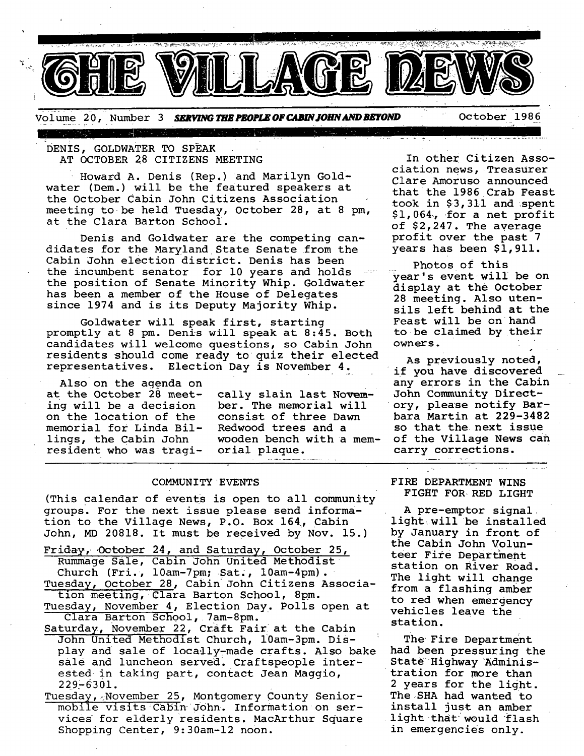# THE VILLAGE NEWS

Volume 20, Number 3 **SERVING THE PEOPLE OF CABIN JOHN AND BEYOND** October 1986

## DENIS, GOLDWATER TO SPEAK AT OCTOBER 28 CITIZENS MEETING

Howard A. Denis (Rep.) and Marilyn Goldwater (Dem.) will be the featured speakers at the October Cabin John Citizens Association meeting to be held Tuesday, October 28, at 8 pm, at the Clara Barton School.

Denis and Goldwater are the competing candidates for the Maryland State Senate from the Cabin John election district. Denis has been the incumbent senator for 10 years and holds the position of Senate Minority Whip. Goldwater has been a member of the House of Delegates since 1974 and is its Deputy Majority Whip.

Goldwater will speak first, starting promptly at 8 pm. Denis will speak at 8:45. Both candidates will welcome questions, so Cabin John residents should come ready to quiz their elected representatives. Election Day is November 4.

Also on the agenda on at the October 28 meeting will be a decision on the location of the memorial for Linda Billings, the Cabin John resident who was tragically slain last November. The memorial will consist of three Dawn Redwood trees and a wooden bench with a memorial plaque.

In other Citizen Association news, Treasurer Clare Amoruso announced that the 1986 Crab Feast took in $3,311 and spent $1,064, for a net profit of $2,247. The average profit over the past 7 years has been $1,911.

Photos of this year's event will be on display at the October 28 meeting. Also utensils left behind at the Feast will be on hand to be claimed by their owners.

As previously noted, if you have discovered any errors in the Cabin John Community Directory, please notify Barbara Martin at 229-3482 so that the next issue of the Village News can carry corrections.

## COMMUNITY EVENTS

(This calendar of events is open to all community groups. For the next issue please send information to the Village News, P.O. Box 164, Cabin John, MD 20818. It must be received by Nov. 15.)

Friday, October 24, and Saturday, October 25, Rummage Sale, Cabin John United Methodist Church (Fri., 10am-7pm; Sat., 10am-4pm).

Tuesday, October 28, Cabin John Citizens Association meeting, Clara Barton School, 8pm.

Tuesday, November 4, Election Day. Polls open at Clara Barton School, 7am-8pm.

Saturday, November 22, Craft Fair at the Cabin John United Methodist Church, 10am-3pm. Display and sale of locally-made crafts. Also bake sale and luncheon served. Craftspeople interested in taking part, contact Jean Maggio, 229-6301.

Tuesday, November 25, Montgomery County Seniormobile visits Cabin John. Information on services for elderly residents. MacArthur Square Shopping Center, 9:30am-12 noon.

## FIRE DEPARTMENT WINS FIGHT FOR RED LIGHT

A pre-emptor signal light will be installed by January in front of the Cabin John Volunteer Fire Department station on River Road. The light will change from a flashing amber to red when emergency vehicles leave the station.

The Fire Department had been pressuring the State Highway Administration for more than 2 years for the light. The SHA had wanted to install just an amber light that would flash in emergencies only.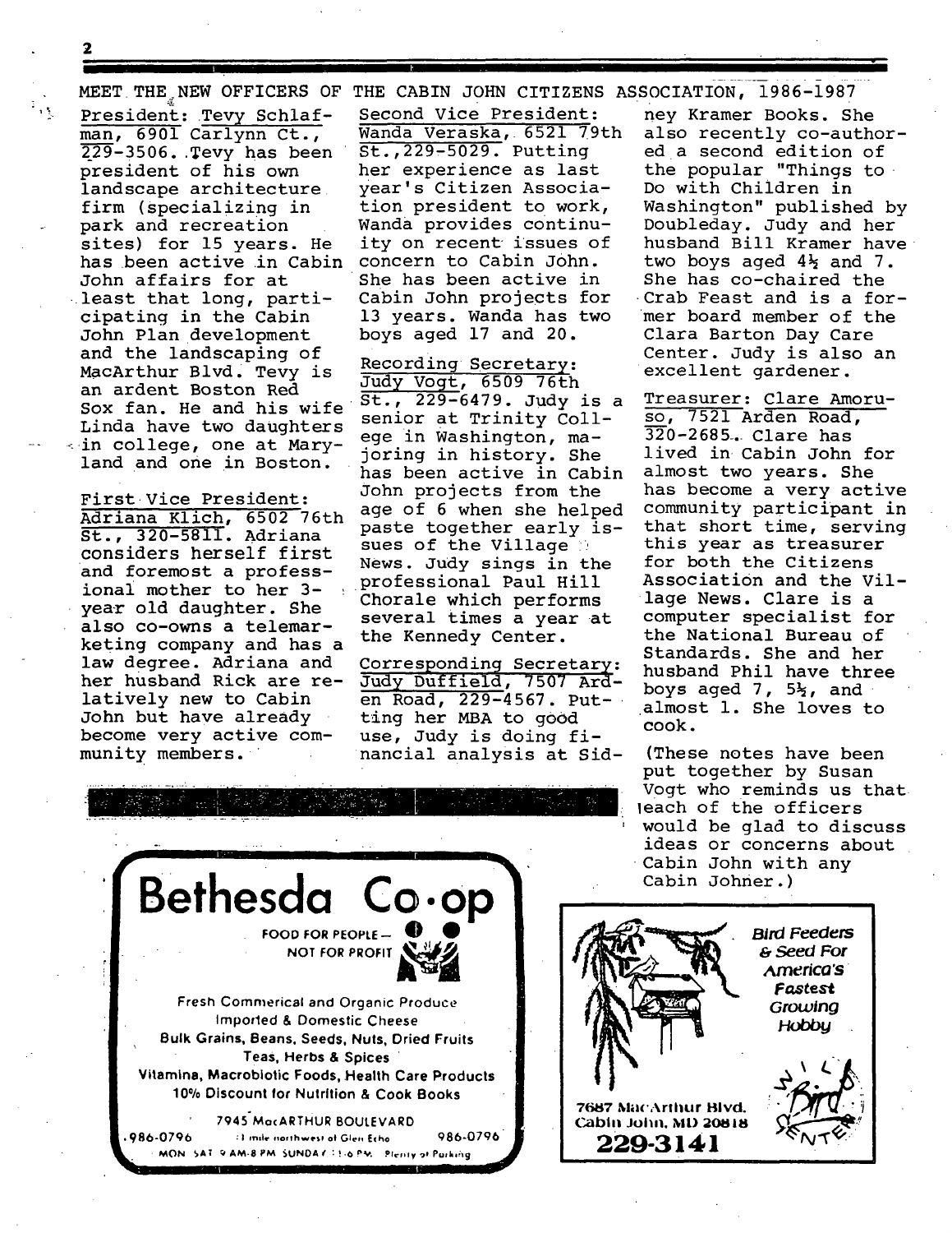## MEET THE NEW OFFICERS OF THE CABIN JOHN CITIZENS ASSOCIATION, 1986-1987

President: Tevy Schlafman, 6901 Carlynn Ct., 229-3506. Tevy has been president of his own landscape architecture firm (specializing in park and recreation sites) for 15 years. He has been active in Cabin John affairs for at least that long, participating in the Cabin John Plan development and the landscaping of MacArthur Blvd. Tevy is an ardent Boston Red Sox fan. He and his wife Linda have two daughters in college, one at Maryland and one in Boston.

First Vice President: Adriana Klich, 6502 76th St., 320-5811. Adriana considers herself first and foremost a professional mother to her 3-year old daughter. She also co-owns a telemarketing company and has a law degree. Adriana and her husband Rick are relatively new to Cabin John but have already become very active community members.

Second Vice President: Wanda Veraska, 6521 79th St., 229-5029. Putting her experience as last year's Citizen Association president to work, Wanda provides continuity on recent issues of concern to Cabin John. She has been active in Cabin John projects for 13 years. Wanda has two boys aged 17 and 20.

Recording Secretary: Judy Vogt, 6509 76th St., 229-6479. Judy is a senior at Trinity College in Washington, majoring in history. She has been active in Cabin John projects from the age of 6 when she helped paste together early issues of the Village News. Judy sings in the professional Paul Hill Chorale which performs several times a year at the Kennedy Center.

Corresponding Secretary: Judy Duffield, 7507 Arden Road, 229-4567. Putting her MBA to good use, Judy is doing financial analysis at Sidney Kramer Books. She also recently co-authored a second edition of the popular "Things to Do with Children in Washington" published by Doubleday. Judy and her husband Bill Kramer have two boys aged 4½ and 7. She has co-chaired the Crab Feast and is a former board member of the Clara Barton Day Care Center. Judy is also an excellent gardener.

Treasurer: Clare Amoruso, 7521 Arden Road, 320-2685. Clare has lived in Cabin John for almost two years. She has become a very active community participant in that short time, serving this year as treasurer for both the Citizens Association and the Village News. Clare is a computer specialist for the National Bureau of Standards. She and her husband Phil have three boys aged 7, 5½, and almost 1. She loves to cook.

(These notes have been put together by Susan Vogt who reminds us that each of the officers would be glad to discuss ideas or concerns about Cabin John with any Cabin Johner.)

---

**Bethesda Co·op**

FOOD FOR PEOPLE — NOT FOR PROFIT

Fresh Commerical and Organic Produce
Imported & Domestic Cheese
Bulk Grains, Beans, Seeds, Nuts, Dried Fruits
Teas, Herbs & Spices
Vitamins, Macrobiotic Foods, Health Care Products
10% Discount for Nutrition & Cook Books

7945 MacARTHUR BOULEVARD
986-0796 — 1 mile northwest of Glen Echo — 986-0796
MON SAT 9 AM-8 PM SUNDAY 11-6 PM Plenty of Parking

---

*Bird Feeders & Seed For America's Fastest Growing Hobby*

Wild Bird Center

7687 MacArthur Blvd.
Cabin John, MD 20818
**229-3141**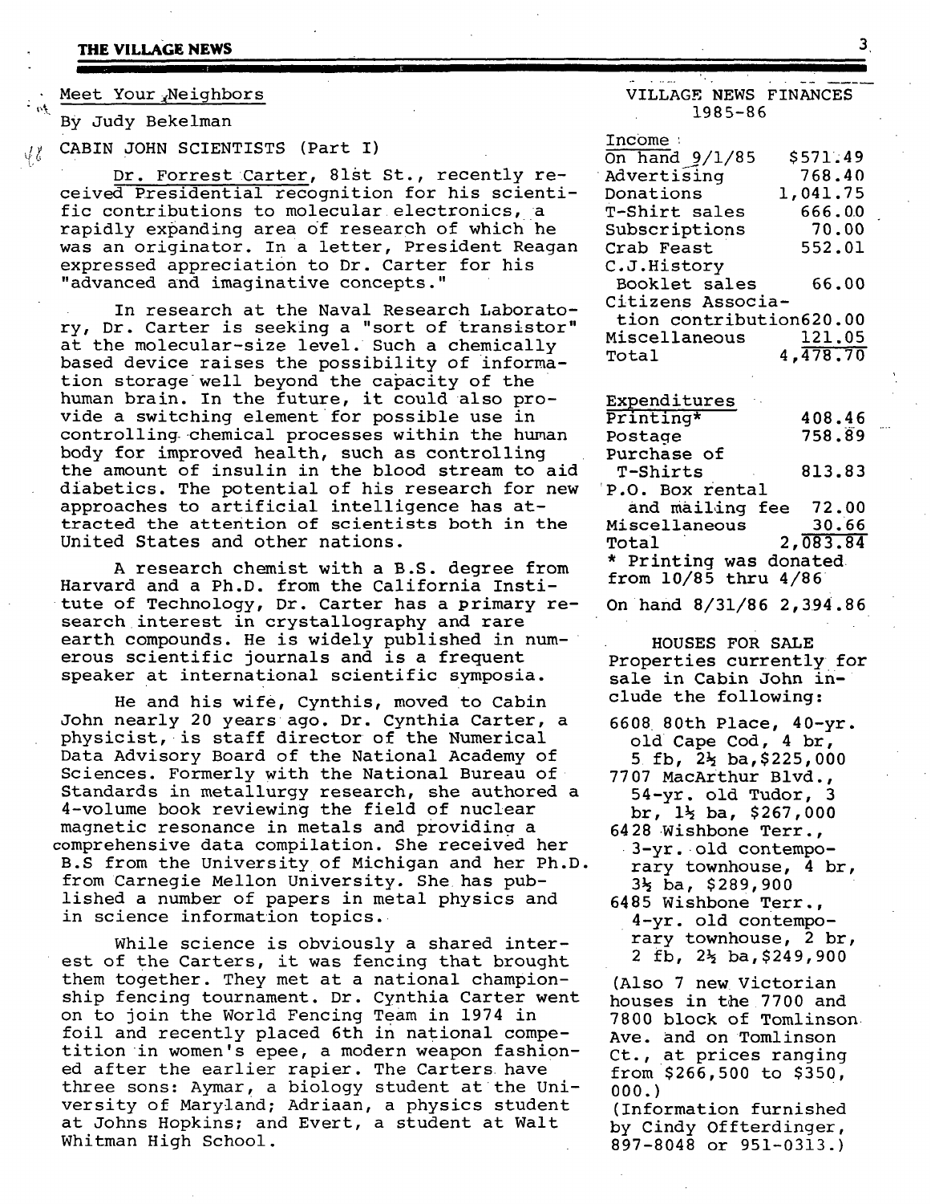## Meet Your Neighbors

By Judy Bekelman

### CABIN JOHN SCIENTISTS (Part I)

Dr. Forrest Carter, 81st St., recently received Presidential recognition for his scientific contributions to molecular electronics, a rapidly expanding area of research of which he was an originator. In a letter, President Reagan expressed appreciation to Dr. Carter for his "advanced and imaginative concepts."

In research at the Naval Research Laboratory, Dr. Carter is seeking a "sort of transistor" at the molecular-size level. Such a chemically based device raises the possibility of information storage well beyond the capacity of the human brain. In the future, it could also provide a switching element for possible use in controlling chemical processes within the human body for improved health, such as controlling the amount of insulin in the blood stream to aid diabetics. The potential of his research for new approaches to artificial intelligence has attracted the attention of scientists both in the United States and other nations.

A research chemist with a B.S. degree from Harvard and a Ph.D. from the California Institute of Technology, Dr. Carter has a primary research interest in crystallography and rare earth compounds. He is widely published in numerous scientific journals and is a frequent speaker at international scientific symposia.

He and his wife, Cynthis, moved to Cabin John nearly 20 years ago. Dr. Cynthia Carter, a physicist, is staff director of the Numerical Data Advisory Board of the National Academy of Sciences. Formerly with the National Bureau of Standards in metallurgy research, she authored a 4-volume book reviewing the field of nuclear magnetic resonance in metals and providing a comprehensive data compilation. She received her B.S from the University of Michigan and her Ph.D. from Carnegie Mellon University. She has published a number of papers in metal physics and in science information topics.

While science is obviously a shared interest of the Carters, it was fencing that brought them together. They met at a national championship fencing tournament. Dr. Cynthia Carter went on to join the World Fencing Team in 1974 in foil and recently placed 6th in national competition in women's epee, a modern weapon fashioned after the earlier rapier. The Carters have three sons: Aymar, a biology student at the University of Maryland; Adriaan, a physics student at Johns Hopkins; and Evert, a student at Walt Whitman High School.

## VILLAGE NEWS FINANCES 1985-86

| Income | |
|---|---|
| On hand 9/1/85 | $571.49 |
| Advertising | 768.40 |
| Donations | 1,041.75 |
| T-Shirt sales | 666.00 |
| Subscriptions | 70.00 |
| Crab Feast | 552.01 |
| C.J.History Booklet sales | 66.00 |
| Citizens Association contribution | 620.00 |
| Miscellaneous | 121.05 |
| Total | 4,478.70 |

| Expenditures | |
|---|---|
| Printing* | 408.46 |
| Postage | 758.89 |
| Purchase of T-Shirts | 813.83 |
| P.O. Box rental and mailing fee | 72.00 |
| Miscellaneous | 30.66 |
| Total | 2,083.84 |

\* Printing was donated from 10/85 thru 4/86

On hand 8/31/86 2,394.86

## HOUSES FOR SALE

Properties currently for sale in Cabin John include the following:

- 6608 80th Place, 40-yr. old Cape Cod, 4 br, 5 fb, 2½ ba, $225,000
- 7707 MacArthur Blvd., 54-yr. old Tudor, 3 br, 1½ ba, $267,000
- 6428 Wishbone Terr., 3-yr. old contemporary townhouse, 4 br, 3½ ba, $289,900
- 6485 Wishbone Terr., 4-yr. old contemporary townhouse, 2 br, 2 fb, 2½ ba, $249,900

(Also 7 new Victorian houses in the 7700 and 7800 block of Tomlinson Ave. and on Tomlinson Ct., at prices ranging from $266,500 to $350, 000.)

(Information furnished by Cindy Offterdinger, 897-8048 or 951-0313.)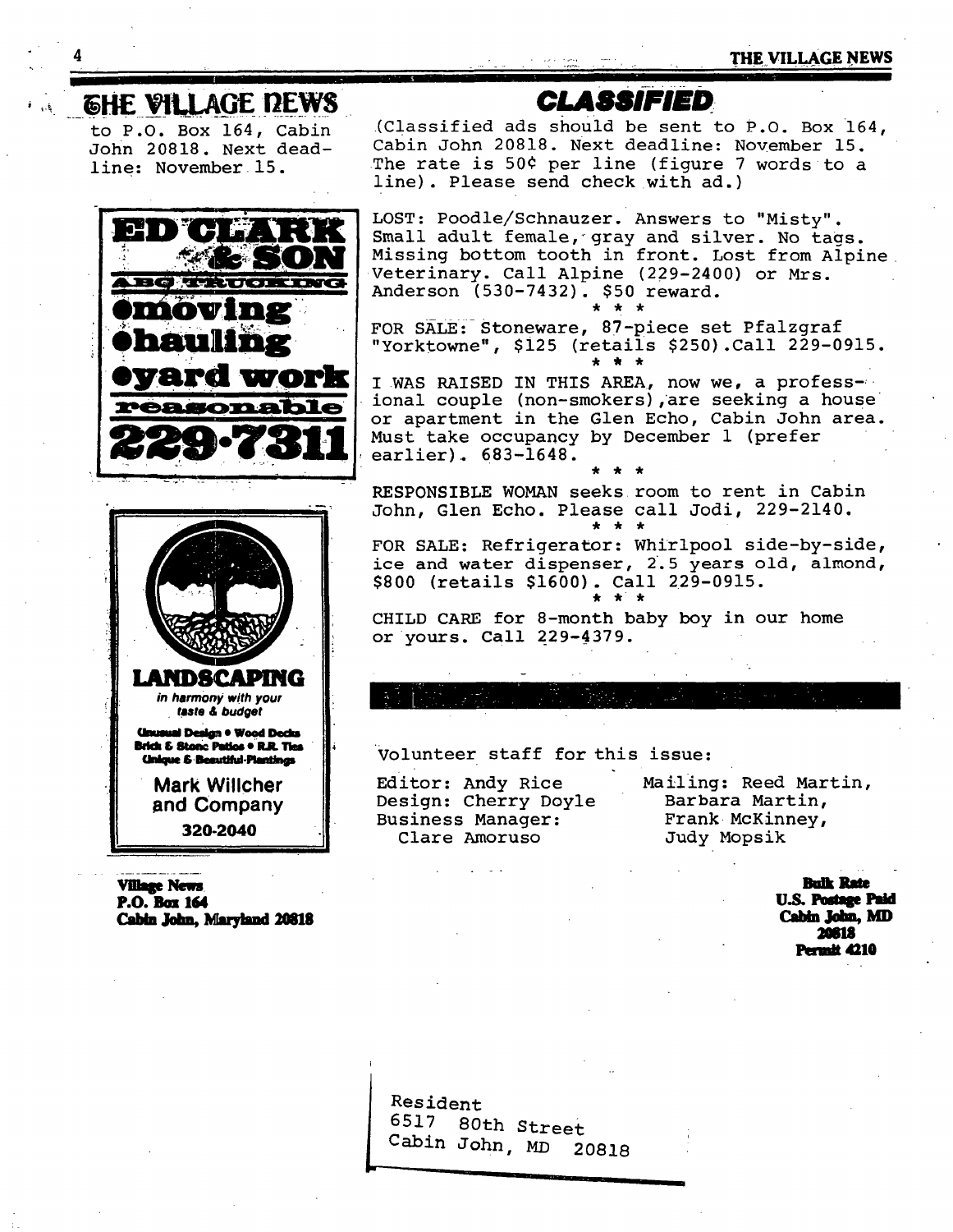# THE VILLAGE NEWS

to P.O. Box 164, Cabin John 20818. Next deadline: November 15.

**ED CLARK & SON**

ABC TRUCKING

- moving
- hauling
- yard work

reasonable

**229-7311**

**LANDSCAPING**

*in harmony with your taste & budget*

Unusual Design • Wood Decks
Brick & Stone Patios • R.R. Ties
Unique & Beautiful Plantings

Mark Willcher and Company

320-2040

## CLASSIFIED

(Classified ads should be sent to P.O. Box 164, Cabin John 20818. Next deadline: November 15. The rate is 50¢ per line (figure 7 words to a line). Please send check with ad.)

LOST: Poodle/Schnauzer. Answers to "Misty". Small adult female, gray and silver. No tags. Missing bottom tooth in front. Lost from Alpine Veterinary. Call Alpine (229-2400) or Mrs. Anderson (530-7432). $50 reward.

* * *

FOR SALE: Stoneware, 87-piece set Pfalzgraf "Yorktowne", $125 (retails $250).Call 229-0915.

* * *

I WAS RAISED IN THIS AREA, now we, a professional couple (non-smokers), are seeking a house or apartment in the Glen Echo, Cabin John area. Must take occupancy by December 1 (prefer earlier). 683-1648.

* * *

RESPONSIBLE WOMAN seeks room to rent in Cabin John, Glen Echo. Please call Jodi, 229-2140.

* * *

FOR SALE: Refrigerator: Whirlpool side-by-side, ice and water dispenser, 2.5 years old, almond, $800 (retails $1600). Call 229-0915.

* * *

CHILD CARE for 8-month baby boy in our home or yours. Call 229-4379.

Volunteer staff for this issue:

Editor: Andy Rice
Design: Cherry Doyle
Business Manager: Clare Amoruso

Mailing: Reed Martin, Barbara Martin, Frank McKinney, Judy Mopsik

**Village News**
**P.O. Box 164**
**Cabin John, Maryland 20818**

**Bulk Rate**
**U.S. Postage Paid**
**Cabin John, MD**
**20818**
**Permit 4210**

Resident
6517 80th Street
Cabin John, MD 20818